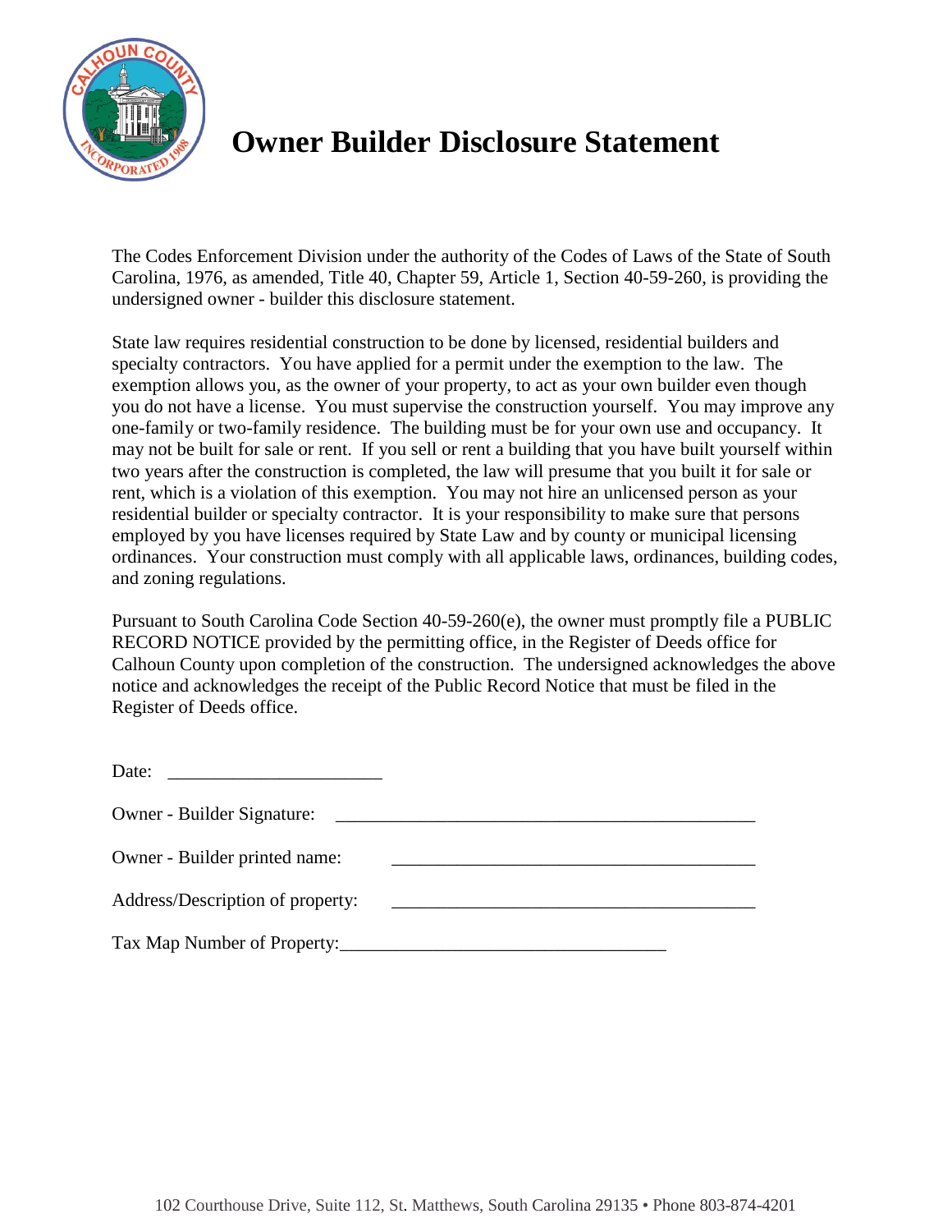# Owner Builder Disclosure Statement

The Codes Enforcement Division under the authority of the Codes of Laws of the State of South Carolina, 1976, as amended, Title 40, Chapter 59, Article 1, Section 40-59-260, is providing the undersigned owner - builder this disclosure statement.

State law requires residential construction to be done by licensed, residential builders and specialty contractors. You have applied for a permit under the exemption to the law. The exemption allows you, as the owner of your property, to act as your own builder even though you do not have a license. You must supervise the construction yourself. You may improve any one-family or two-family residence. The building must be for your own use and occupancy. It may not be built for sale or rent. If you sell or rent a building that you have built yourself within two years after the construction is completed, the law will presume that you built it for sale or rent, which is a violation of this exemption. You may not hire an unlicensed person as your residential builder or specialty contractor. It is your responsibility to make sure that persons employed by you have licenses required by State Law and by county or municipal licensing ordinances. Your construction must comply with all applicable laws, ordinances, building codes, and zoning regulations.

Pursuant to South Carolina Code Section 40-59-260(e), the owner must promptly file a PUBLIC RECORD NOTICE provided by the permitting office, in the Register of Deeds office for Calhoun County upon completion of the construction. The undersigned acknowledges the above notice and acknowledges the receipt of the Public Record Notice that must be filed in the Register of Deeds office.

Date: _______________________

Owner - Builder Signature: ______________________________________________

Owner - Builder printed name: ________________________________________

Address/Description of property: ________________________________________

Tax Map Number of Property:____________________________________

102 Courthouse Drive, Suite 112, St. Matthews, South Carolina 29135 • Phone 803-874-4201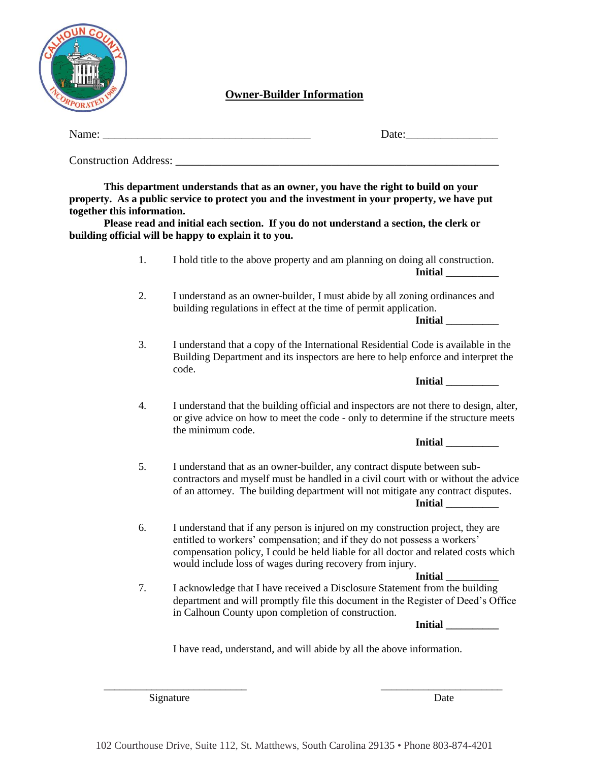## Owner-Builder Information

Name: ____________________________________ Date:________________

Construction Address: ____________________________________________________________

**This department understands that as an owner, you have the right to build on your property. As a public service to protect you and the investment in your property, we have put together this information.**

**Please read and initial each section. If you do not understand a section, the clerk or building official will be happy to explain it to you.**

1. I hold title to the above property and am planning on doing all construction.
   **Initial __________**

2. I understand as an owner-builder, I must abide by all zoning ordinances and building regulations in effect at the time of permit application.
   **Initial __________**

3. I understand that a copy of the International Residential Code is available in the Building Department and its inspectors are here to help enforce and interpret the code.
   **Initial __________**

4. I understand that the building official and inspectors are not there to design, alter, or give advice on how to meet the code - only to determine if the structure meets the minimum code.
   **Initial __________**

5. I understand that as an owner-builder, any contract dispute between sub-contractors and myself must be handled in a civil court with or without the advice of an attorney. The building department will not mitigate any contract disputes.
   **Initial __________**

6. I understand that if any person is injured on my construction project, they are entitled to workers' compensation; and if they do not possess a workers' compensation policy, I could be held liable for all doctor and related costs which would include loss of wages during recovery from injury.
   **Initial __________**

7. I acknowledge that I have received a Disclosure Statement from the building department and will promptly file this document in the Register of Deed's Office in Calhoun County upon completion of construction.
   **Initial __________**

I have read, understand, and will abide by all the above information.

___________________________ ________________________

Signature Date

102 Courthouse Drive, Suite 112, St. Matthews, South Carolina 29135 • Phone 803-874-4201